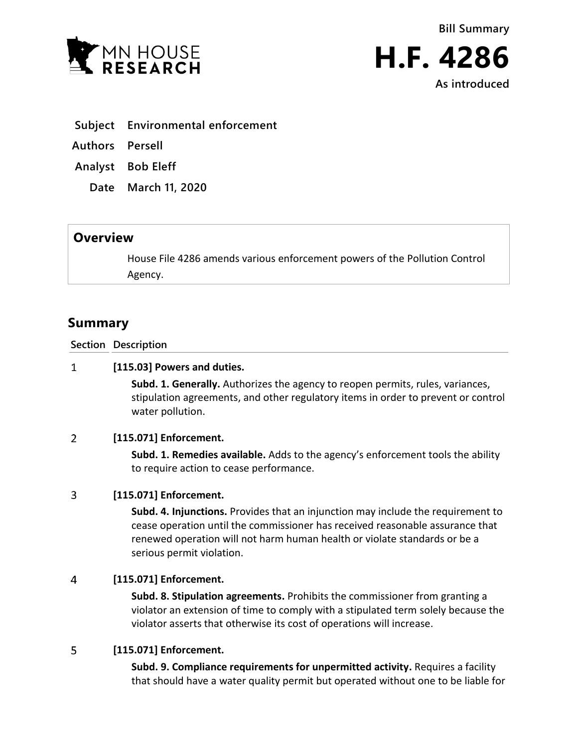Bill Summary

# H.F. 4286

As introduced

**Subject** Environmental enforcement

**Authors** Persell

**Analyst** Bob Eleff

**Date** March 11, 2020

## Overview

House File 4286 amends various enforcement powers of the Pollution Control Agency.

## Summary

| Section | Description |
|---|---|
| 1 | **[115.03] Powers and duties.**<br>**Subd. 1. Generally.** Authorizes the agency to reopen permits, rules, variances, stipulation agreements, and other regulatory items in order to prevent or control water pollution. |
| 2 | **[115.071] Enforcement.**<br>**Subd. 1. Remedies available.** Adds to the agency's enforcement tools the ability to require action to cease performance. |
| 3 | **[115.071] Enforcement.**<br>**Subd. 4. Injunctions.** Provides that an injunction may include the requirement to cease operation until the commissioner has received reasonable assurance that renewed operation will not harm human health or violate standards or be a serious permit violation. |
| 4 | **[115.071] Enforcement.**<br>**Subd. 8. Stipulation agreements.** Prohibits the commissioner from granting a violator an extension of time to comply with a stipulated term solely because the violator asserts that otherwise its cost of operations will increase. |
| 5 | **[115.071] Enforcement.**<br>**Subd. 9. Compliance requirements for unpermitted activity.** Requires a facility that should have a water quality permit but operated without one to be liable for |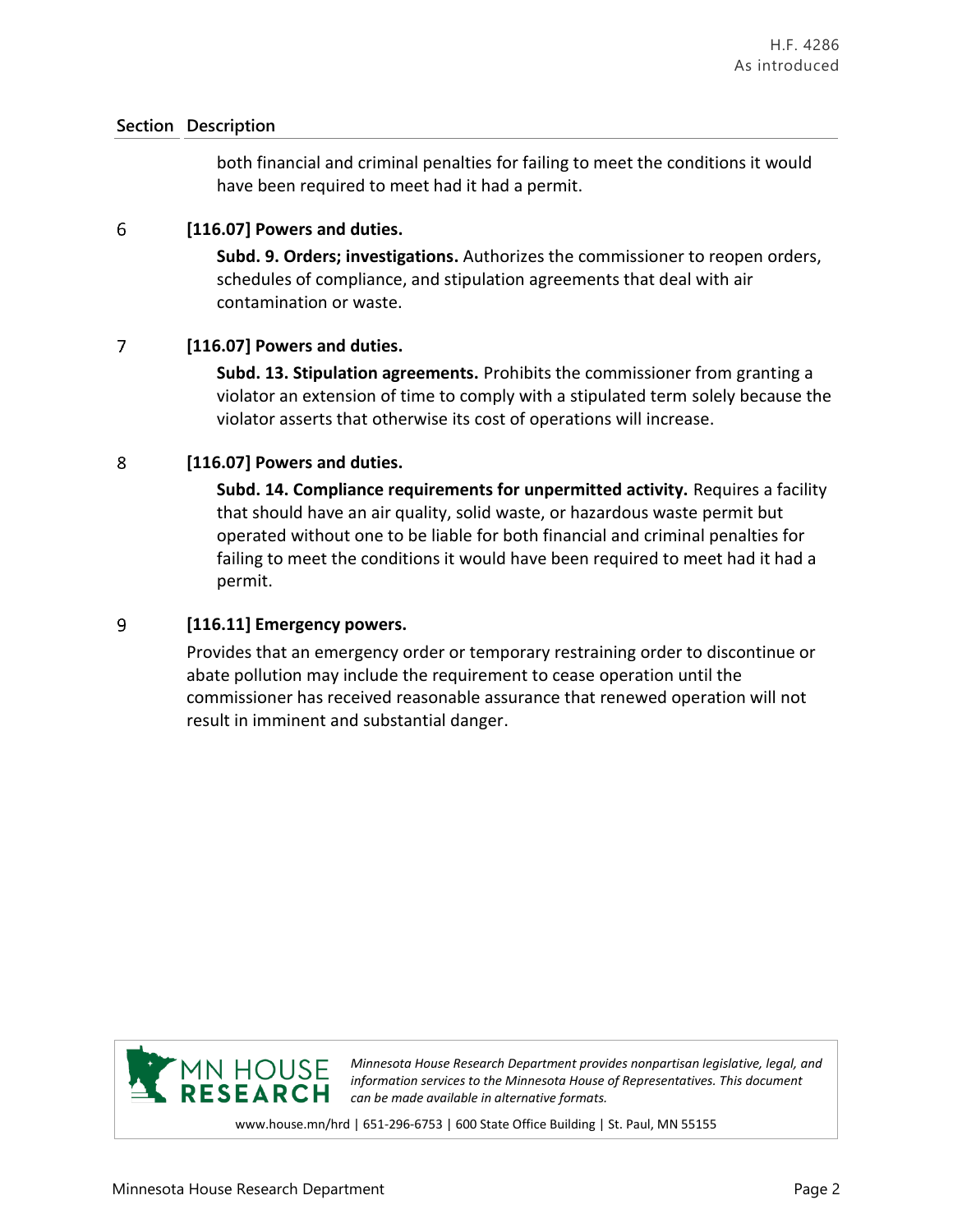| Section | Description |
|---|---|
| | both financial and criminal penalties for failing to meet the conditions it would have been required to meet had it had a permit. |
| 6 | **[116.07] Powers and duties.**<br>**Subd. 9. Orders; investigations.** Authorizes the commissioner to reopen orders, schedules of compliance, and stipulation agreements that deal with air contamination or waste. |
| 7 | **[116.07] Powers and duties.**<br>**Subd. 13. Stipulation agreements.** Prohibits the commissioner from granting a violator an extension of time to comply with a stipulated term solely because the violator asserts that otherwise its cost of operations will increase. |
| 8 | **[116.07] Powers and duties.**<br>**Subd. 14. Compliance requirements for unpermitted activity.** Requires a facility that should have an air quality, solid waste, or hazardous waste permit but operated without one to be liable for both financial and criminal penalties for failing to meet the conditions it would have been required to meet had it had a permit. |
| 9 | **[116.11] Emergency powers.**<br>Provides that an emergency order or temporary restraining order to discontinue or abate pollution may include the requirement to cease operation until the commissioner has received reasonable assurance that renewed operation will not result in imminent and substantial danger. |

MN HOUSE RESEARCH

*Minnesota House Research Department provides nonpartisan legislative, legal, and information services to the Minnesota House of Representatives. This document can be made available in alternative formats.*

www.house.mn/hrd | 651-296-6753 | 600 State Office Building | St. Paul, MN 55155